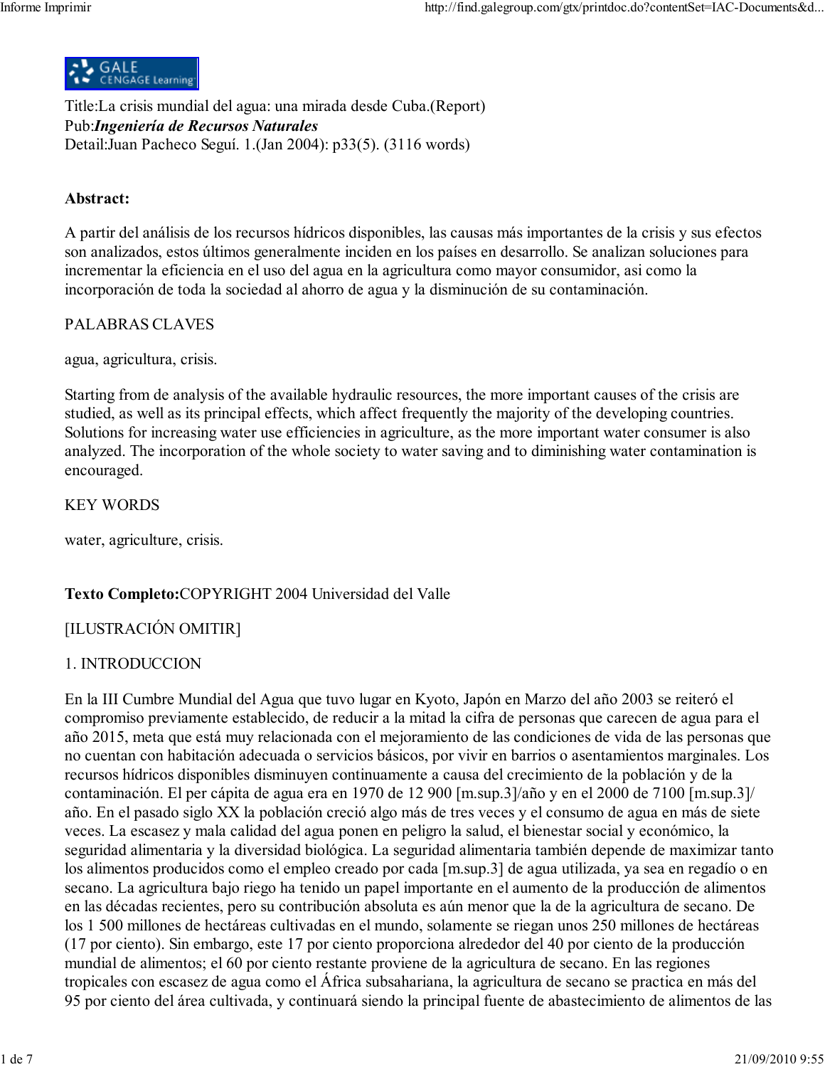Title:La crisis mundial del agua: una mirada desde Cuba.(Report)
Pub:*Ingeniería de Recursos Naturales*
Detail:Juan Pacheco Seguí. 1.(Jan 2004): p33(5). (3116 words)

**Abstract:**

A partir del análisis de los recursos hídricos disponibles, las causas más importantes de la crisis y sus efectos son analizados, estos últimos generalmente inciden en los países en desarrollo. Se analizan soluciones para incrementar la eficiencia en el uso del agua en la agricultura como mayor consumidor, asi como la incorporación de toda la sociedad al ahorro de agua y la disminución de su contaminación.

PALABRAS CLAVES

agua, agricultura, crisis.

Starting from de analysis of the available hydraulic resources, the more important causes of the crisis are studied, as well as its principal effects, which affect frequently the majority of the developing countries. Solutions for increasing water use efficiencies in agriculture, as the more important water consumer is also analyzed. The incorporation of the whole society to water saving and to diminishing water contamination is encouraged.

KEY WORDS

water, agriculture, crisis.

**Texto Completo:**COPYRIGHT 2004 Universidad del Valle

[ILUSTRACIÓN OMITIR]

1. INTRODUCCION

En la III Cumbre Mundial del Agua que tuvo lugar en Kyoto, Japón en Marzo del año 2003 se reiteró el compromiso previamente establecido, de reducir a la mitad la cifra de personas que carecen de agua para el año 2015, meta que está muy relacionada con el mejoramiento de las condiciones de vida de las personas que no cuentan con habitación adecuada o servicios básicos, por vivir en barrios o asentamientos marginales. Los recursos hídricos disponibles disminuyen continuamente a causa del crecimiento de la población y de la contaminación. El per cápita de agua era en 1970 de 12 900 [m.sup.3]/año y en el 2000 de 7100 [m.sup.3]/año. En el pasado siglo XX la población creció algo más de tres veces y el consumo de agua en más de siete veces. La escasez y mala calidad del agua ponen en peligro la salud, el bienestar social y económico, la seguridad alimentaria y la diversidad biológica. La seguridad alimentaria también depende de maximizar tanto los alimentos producidos como el empleo creado por cada [m.sup.3] de agua utilizada, ya sea en regadío o en secano. La agricultura bajo riego ha tenido un papel importante en el aumento de la producción de alimentos en las décadas recientes, pero su contribución absoluta es aún menor que la de la agricultura de secano. De los 1 500 millones de hectáreas cultivadas en el mundo, solamente se riegan unos 250 millones de hectáreas (17 por ciento). Sin embargo, este 17 por ciento proporciona alrededor del 40 por ciento de la producción mundial de alimentos; el 60 por ciento restante proviene de la agricultura de secano. En las regiones tropicales con escasez de agua como el África subsahariana, la agricultura de secano se practica en más del 95 por ciento del área cultivada, y continuará siendo la principal fuente de abastecimiento de alimentos de las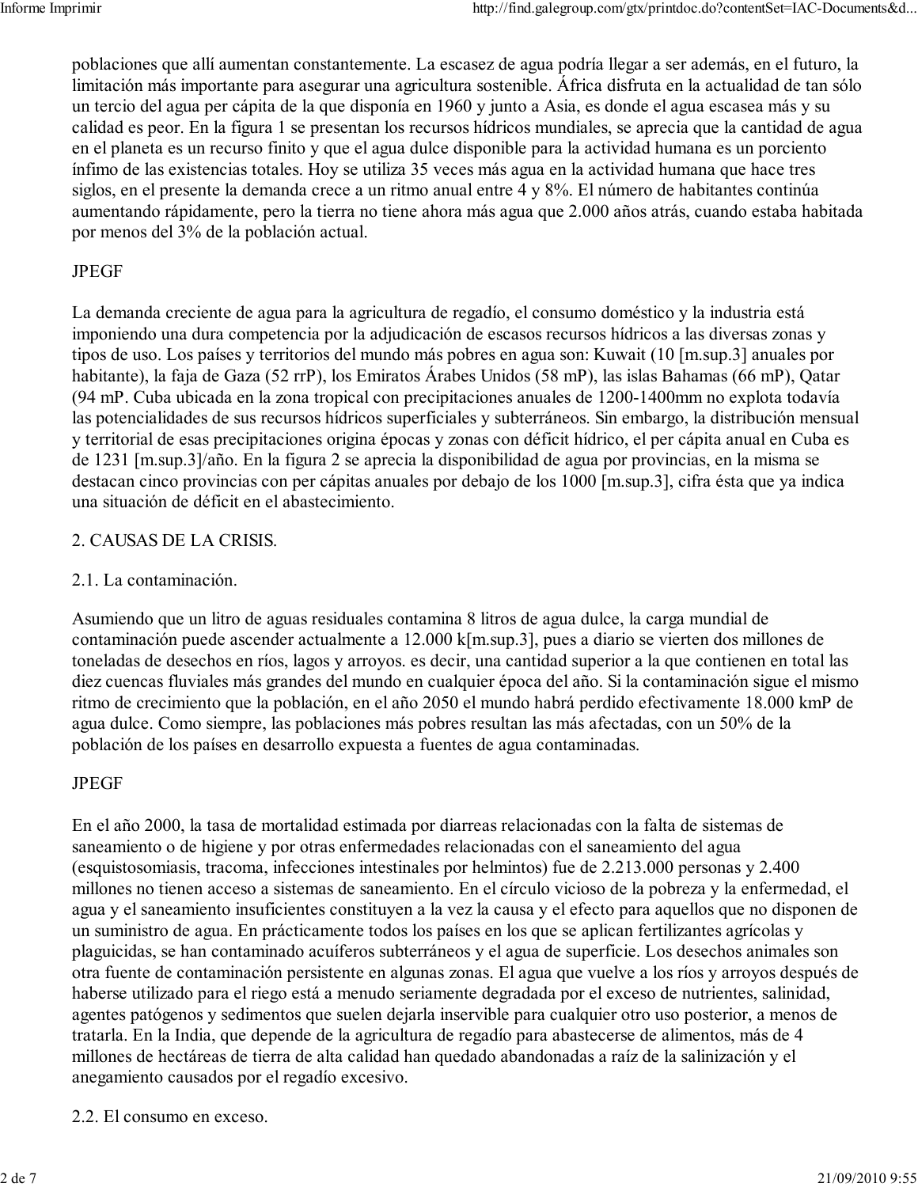poblaciones que allí aumentan constantemente. La escasez de agua podría llegar a ser además, en el futuro, la limitación más importante para asegurar una agricultura sostenible. África disfruta en la actualidad de tan sólo un tercio del agua per cápita de la que disponía en 1960 y junto a Asia, es donde el agua escasea más y su calidad es peor. En la figura 1 se presentan los recursos hídricos mundiales, se aprecia que la cantidad de agua en el planeta es un recurso finito y que el agua dulce disponible para la actividad humana es un porciento ínfimo de las existencias totales. Hoy se utiliza 35 veces más agua en la actividad humana que hace tres siglos, en el presente la demanda crece a un ritmo anual entre 4 y 8%. El número de habitantes continúa aumentando rápidamente, pero la tierra no tiene ahora más agua que 2.000 años atrás, cuando estaba habitada por menos del 3% de la población actual.

JPEGF

La demanda creciente de agua para la agricultura de regadío, el consumo doméstico y la industria está imponiendo una dura competencia por la adjudicación de escasos recursos hídricos a las diversas zonas y tipos de uso. Los países y territorios del mundo más pobres en agua son: Kuwait (10 [m.sup.3] anuales por habitante), la faja de Gaza (52 rrP), los Emiratos Árabes Unidos (58 mP), las islas Bahamas (66 mP), Qatar (94 mP. Cuba ubicada en la zona tropical con precipitaciones anuales de 1200-1400mm no explota todavía las potencialidades de sus recursos hídricos superficiales y subterráneos. Sin embargo, la distribución mensual y territorial de esas precipitaciones origina épocas y zonas con déficit hídrico, el per cápita anual en Cuba es de 1231 [m.sup.3]/año. En la figura 2 se aprecia la disponibilidad de agua por provincias, en la misma se destacan cinco provincias con per cápitas anuales por debajo de los 1000 [m.sup.3], cifra ésta que ya indica una situación de déficit en el abastecimiento.

## 2. CAUSAS DE LA CRISIS.

### 2.1. La contaminación.

Asumiendo que un litro de aguas residuales contamina 8 litros de agua dulce, la carga mundial de contaminación puede ascender actualmente a 12.000 k[m.sup.3], pues a diario se vierten dos millones de toneladas de desechos en ríos, lagos y arroyos. es decir, una cantidad superior a la que contienen en total las diez cuencas fluviales más grandes del mundo en cualquier época del año. Si la contaminación sigue el mismo ritmo de crecimiento que la población, en el año 2050 el mundo habrá perdido efectivamente 18.000 kmP de agua dulce. Como siempre, las poblaciones más pobres resultan las más afectadas, con un 50% de la población de los países en desarrollo expuesta a fuentes de agua contaminadas.

JPEGF

En el año 2000, la tasa de mortalidad estimada por diarreas relacionadas con la falta de sistemas de saneamiento o de higiene y por otras enfermedades relacionadas con el saneamiento del agua (esquistosomiasis, tracoma, infecciones intestinales por helmintos) fue de 2.213.000 personas y 2.400 millones no tienen acceso a sistemas de saneamiento. En el círculo vicioso de la pobreza y la enfermedad, el agua y el saneamiento insuficientes constituyen a la vez la causa y el efecto para aquellos que no disponen de un suministro de agua. En prácticamente todos los países en los que se aplican fertilizantes agrícolas y plaguicidas, se han contaminado acuíferos subterráneos y el agua de superficie. Los desechos animales son otra fuente de contaminación persistente en algunas zonas. El agua que vuelve a los ríos y arroyos después de haberse utilizado para el riego está a menudo seriamente degradada por el exceso de nutrientes, salinidad, agentes patógenos y sedimentos que suelen dejarla inservible para cualquier otro uso posterior, a menos de tratarla. En la India, que depende de la agricultura de regadío para abastecerse de alimentos, más de 4 millones de hectáreas de tierra de alta calidad han quedado abandonadas a raíz de la salinización y el anegamiento causados por el regadío excesivo.

### 2.2. El consumo en exceso.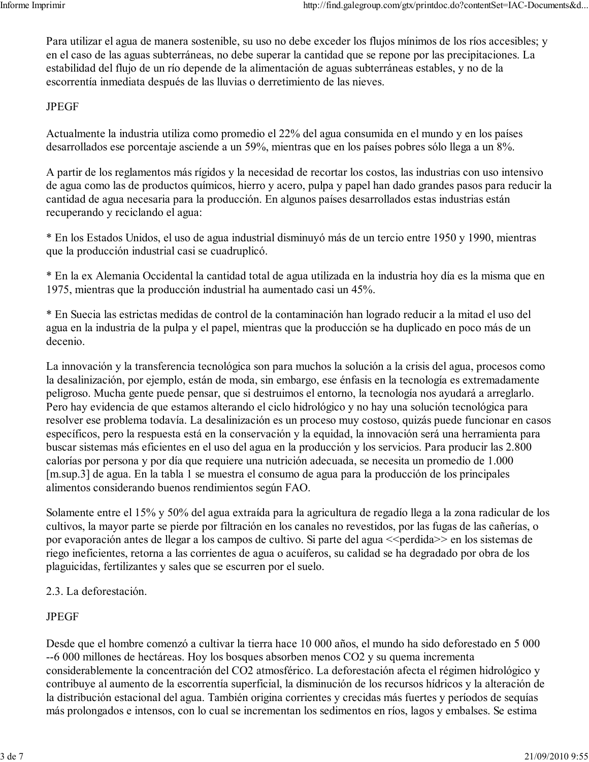Para utilizar el agua de manera sostenible, su uso no debe exceder los flujos mínimos de los ríos accesibles; y en el caso de las aguas subterráneas, no debe superar la cantidad que se repone por las precipitaciones. La estabilidad del flujo de un río depende de la alimentación de aguas subterráneas estables, y no de la escorrentía inmediata después de las lluvias o derretimiento de las nieves.

JPEGF

Actualmente la industria utiliza como promedio el 22% del agua consumida en el mundo y en los países desarrollados ese porcentaje asciende a un 59%, mientras que en los países pobres sólo llega a un 8%.

A partir de los reglamentos más rígidos y la necesidad de recortar los costos, las industrias con uso intensivo de agua como las de productos químicos, hierro y acero, pulpa y papel han dado grandes pasos para reducir la cantidad de agua necesaria para la producción. En algunos países desarrollados estas industrias están recuperando y reciclando el agua:

* En los Estados Unidos, el uso de agua industrial disminuyó más de un tercio entre 1950 y 1990, mientras que la producción industrial casi se cuadruplicó.

* En la ex Alemania Occidental la cantidad total de agua utilizada en la industria hoy día es la misma que en 1975, mientras que la producción industrial ha aumentado casi un 45%.

* En Suecia las estrictas medidas de control de la contaminación han logrado reducir a la mitad el uso del agua en la industria de la pulpa y el papel, mientras que la producción se ha duplicado en poco más de un decenio.

La innovación y la transferencia tecnológica son para muchos la solución a la crisis del agua, procesos como la desalinización, por ejemplo, están de moda, sin embargo, ese énfasis en la tecnología es extremadamente peligroso. Mucha gente puede pensar, que si destruimos el entorno, la tecnología nos ayudará a arreglarlo. Pero hay evidencia de que estamos alterando el ciclo hidrológico y no hay una solución tecnológica para resolver ese problema todavía. La desalinización es un proceso muy costoso, quizás puede funcionar en casos específicos, pero la respuesta está en la conservación y la equidad, la innovación será una herramienta para buscar sistemas más eficientes en el uso del agua en la producción y los servicios. Para producir las 2.800 calorías por persona y por día que requiere una nutrición adecuada, se necesita un promedio de 1.000 [m.sup.3] de agua. En la tabla 1 se muestra el consumo de agua para la producción de los principales alimentos considerando buenos rendimientos según FAO.

Solamente entre el 15% y 50% del agua extraída para la agricultura de regadío llega a la zona radicular de los cultivos, la mayor parte se pierde por filtración en los canales no revestidos, por las fugas de las cañerías, o por evaporación antes de llegar a los campos de cultivo. Si parte del agua <<perdida>> en los sistemas de riego ineficientes, retorna a las corrientes de agua o acuíferos, su calidad se ha degradado por obra de los plaguicidas, fertilizantes y sales que se escurren por el suelo.

2.3. La deforestación.

JPEGF

Desde que el hombre comenzó a cultivar la tierra hace 10 000 años, el mundo ha sido deforestado en 5 000 --6 000 millones de hectáreas. Hoy los bosques absorben menos $CO_2$ y su quema incrementa considerablemente la concentración del $CO_2$ atmosférico. La deforestación afecta el régimen hidrológico y contribuye al aumento de la escorrentía superficial, la disminución de los recursos hídricos y la alteración de la distribución estacional del agua. También origina corrientes y crecidas más fuertes y períodos de sequías más prolongados e intensos, con lo cual se incrementan los sedimentos en ríos, lagos y embalses. Se estima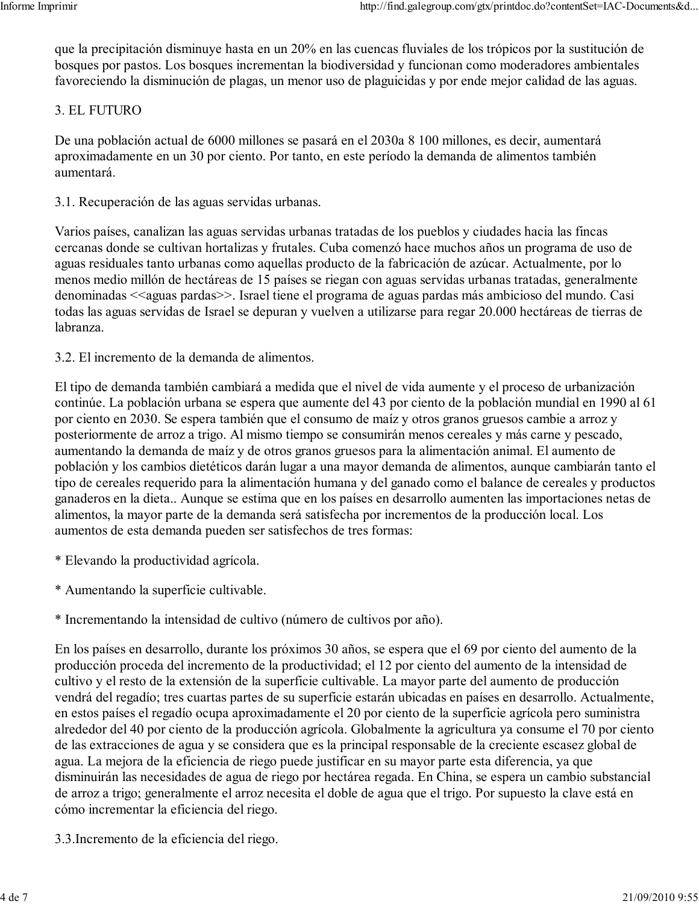que la precipitación disminuye hasta en un 20% en las cuencas fluviales de los trópicos por la sustitución de bosques por pastos. Los bosques incrementan la biodiversidad y funcionan como moderadores ambientales favoreciendo la disminución de plagas, un menor uso de plaguicidas y por ende mejor calidad de las aguas.

## 3. EL FUTURO

De una población actual de 6000 millones se pasará en el 2030a 8 100 millones, es decir, aumentará aproximadamente en un 30 por ciento. Por tanto, en este período la demanda de alimentos también aumentará.

### 3.1. Recuperación de las aguas servidas urbanas.

Varios países, canalizan las aguas servidas urbanas tratadas de los pueblos y ciudades hacia las fincas cercanas donde se cultivan hortalizas y frutales. Cuba comenzó hace muchos años un programa de uso de aguas residuales tanto urbanas como aquellas producto de la fabricación de azúcar. Actualmente, por lo menos medio millón de hectáreas de 15 países se riegan con aguas servidas urbanas tratadas, generalmente denominadas <<aguas pardas>>. Israel tiene el programa de aguas pardas más ambicioso del mundo. Casi todas las aguas servidas de Israel se depuran y vuelven a utilizarse para regar 20.000 hectáreas de tierras de labranza.

### 3.2. El incremento de la demanda de alimentos.

El tipo de demanda también cambiará a medida que el nivel de vida aumente y el proceso de urbanización continúe. La población urbana se espera que aumente del 43 por ciento de la población mundial en 1990 al 61 por ciento en 2030. Se espera también que el consumo de maíz y otros granos gruesos cambie a arroz y posteriormente de arroz a trigo. Al mismo tiempo se consumirán menos cereales y más carne y pescado, aumentando la demanda de maíz y de otros granos gruesos para la alimentación animal. El aumento de población y los cambios dietéticos darán lugar a una mayor demanda de alimentos, aunque cambiarán tanto el tipo de cereales requerido para la alimentación humana y del ganado como el balance de cereales y productos ganaderos en la dieta.. Aunque se estima que en los países en desarrollo aumenten las importaciones netas de alimentos, la mayor parte de la demanda será satisfecha por incrementos de la producción local. Los aumentos de esta demanda pueden ser satisfechos de tres formas:

* Elevando la productividad agrícola.

* Aumentando la superficie cultivable.

* Incrementando la intensidad de cultivo (número de cultivos por año).

En los países en desarrollo, durante los próximos 30 años, se espera que el 69 por ciento del aumento de la producción proceda del incremento de la productividad; el 12 por ciento del aumento de la intensidad de cultivo y el resto de la extensión de la superficie cultivable. La mayor parte del aumento de producción vendrá del regadío; tres cuartas partes de su superficie estarán ubicadas en países en desarrollo. Actualmente, en estos países el regadío ocupa aproximadamente el 20 por ciento de la superficie agrícola pero suministra alrededor del 40 por ciento de la producción agrícola. Globalmente la agricultura ya consume el 70 por ciento de las extracciones de agua y se considera que es la principal responsable de la creciente escasez global de agua. La mejora de la eficiencia de riego puede justificar en su mayor parte esta diferencia, ya que disminuirán las necesidades de agua de riego por hectárea regada. En China, se espera un cambio substancial de arroz a trigo; generalmente el arroz necesita el doble de agua que el trigo. Por supuesto la clave está en cómo incrementar la eficiencia del riego.

### 3.3.Incremento de la eficiencia del riego.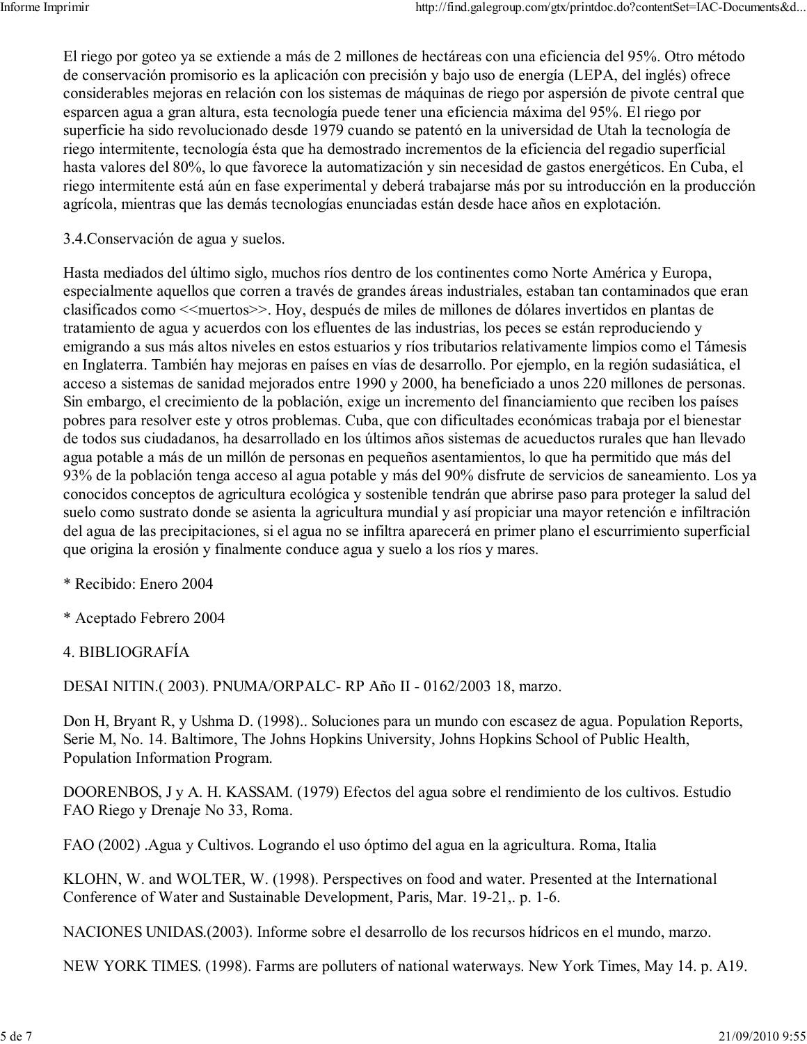El riego por goteo ya se extiende a más de 2 millones de hectáreas con una eficiencia del 95%. Otro método de conservación promisorio es la aplicación con precisión y bajo uso de energía (LEPA, del inglés) ofrece considerables mejoras en relación con los sistemas de máquinas de riego por aspersión de pivote central que esparcen agua a gran altura, esta tecnología puede tener una eficiencia máxima del 95%. El riego por superficie ha sido revolucionado desde 1979 cuando se patentó en la universidad de Utah la tecnología de riego intermitente, tecnología ésta que ha demostrado incrementos de la eficiencia del regadio superficial hasta valores del 80%, lo que favorece la automatización y sin necesidad de gastos energéticos. En Cuba, el riego intermitente está aún en fase experimental y deberá trabajarse más por su introducción en la producción agrícola, mientras que las demás tecnologías enunciadas están desde hace años en explotación.

## 3.4.Conservación de agua y suelos.

Hasta mediados del último siglo, muchos ríos dentro de los continentes como Norte América y Europa, especialmente aquellos que corren a través de grandes áreas industriales, estaban tan contaminados que eran clasificados como <<muertos>>. Hoy, después de miles de millones de dólares invertidos en plantas de tratamiento de agua y acuerdos con los efluentes de las industrias, los peces se están reproduciendo y emigrando a sus más altos niveles en estos estuarios y ríos tributarios relativamente limpios como el Támesis en Inglaterra. También hay mejoras en países en vías de desarrollo. Por ejemplo, en la región sudasiática, el acceso a sistemas de sanidad mejorados entre 1990 y 2000, ha beneficiado a unos 220 millones de personas. Sin embargo, el crecimiento de la población, exige un incremento del financiamiento que reciben los países pobres para resolver este y otros problemas. Cuba, que con dificultades económicas trabaja por el bienestar de todos sus ciudadanos, ha desarrollado en los últimos años sistemas de acueductos rurales que han llevado agua potable a más de un millón de personas en pequeños asentamientos, lo que ha permitido que más del 93% de la población tenga acceso al agua potable y más del 90% disfrute de servicios de saneamiento. Los ya conocidos conceptos de agricultura ecológica y sostenible tendrán que abrirse paso para proteger la salud del suelo como sustrato donde se asienta la agricultura mundial y así propiciar una mayor retención e infiltración del agua de las precipitaciones, si el agua no se infiltra aparecerá en primer plano el escurrimiento superficial que origina la erosión y finalmente conduce agua y suelo a los ríos y mares.

* Recibido: Enero 2004

* Aceptado Febrero 2004

## 4. BIBLIOGRAFÍA

DESAI NITIN.( 2003). PNUMA/ORPALC- RP Año II - 0162/2003 18, marzo.

Don H, Bryant R, y Ushma D. (1998).. Soluciones para un mundo con escasez de agua. Population Reports, Serie M, No. 14. Baltimore, The Johns Hopkins University, Johns Hopkins School of Public Health, Population Information Program.

DOORENBOS, J y A. H. KASSAM. (1979) Efectos del agua sobre el rendimiento de los cultivos. Estudio FAO Riego y Drenaje No 33, Roma.

FAO (2002) .Agua y Cultivos. Logrando el uso óptimo del agua en la agricultura. Roma, Italia

KLOHN, W. and WOLTER, W. (1998). Perspectives on food and water. Presented at the International Conference of Water and Sustainable Development, Paris, Mar. 19-21,. p. 1-6.

NACIONES UNIDAS.(2003). Informe sobre el desarrollo de los recursos hídricos en el mundo, marzo.

NEW YORK TIMES. (1998). Farms are polluters of national waterways. New York Times, May 14. p. A19.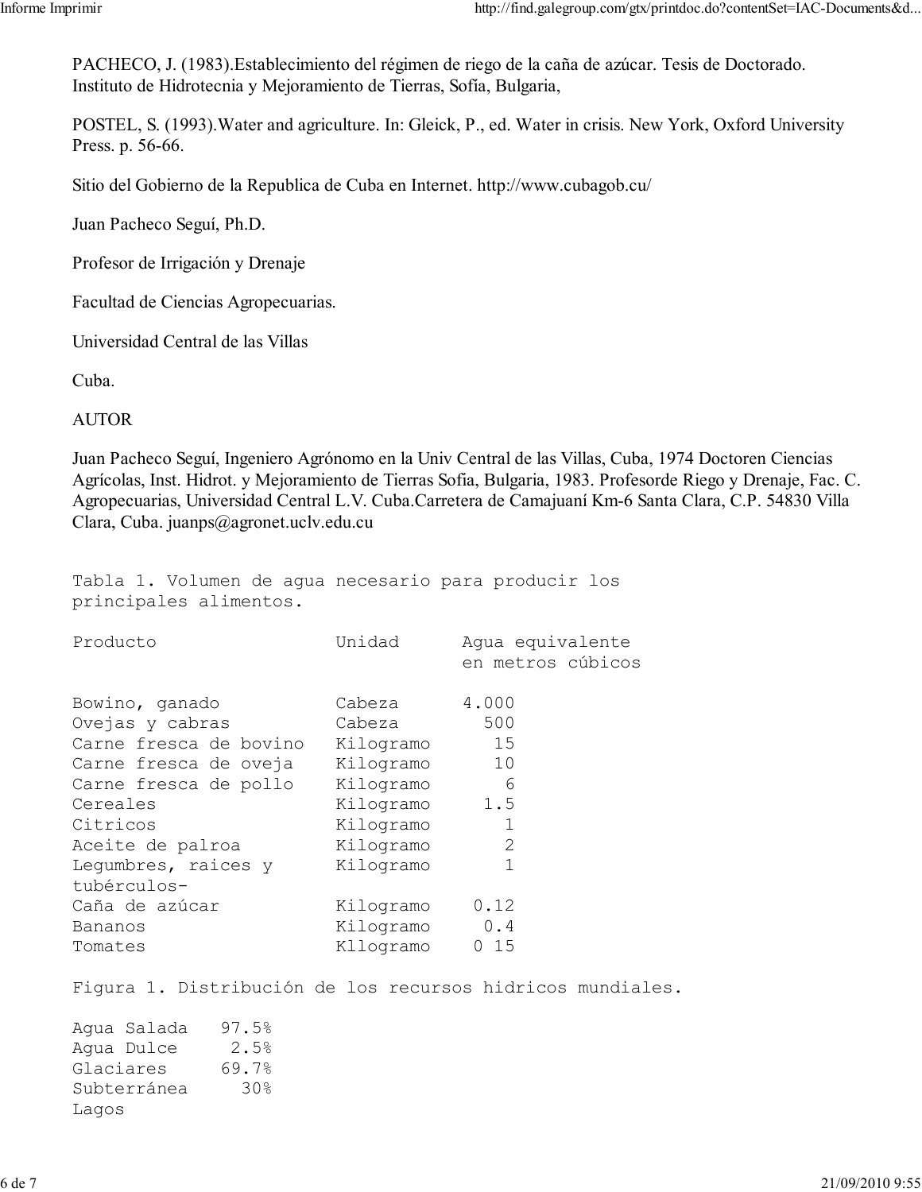PACHECO, J. (1983).Establecimiento del régimen de riego de la caña de azúcar. Tesis de Doctorado. Instituto de Hidrotecnia y Mejoramiento de Tierras, Sofía, Bulgaria,

POSTEL, S. (1993).Water and agriculture. In: Gleick, P., ed. Water in crisis. New York, Oxford University Press. p. 56-66.

Sitio del Gobierno de la Republica de Cuba en Internet. http://www.cubagob.cu/

Juan Pacheco Seguí, Ph.D.

Profesor de Irrigación y Drenaje

Facultad de Ciencias Agropecuarias.

Universidad Central de las Villas

Cuba.

AUTOR

Juan Pacheco Seguí, Ingeniero Agrónomo en la Univ Central de las Villas, Cuba, 1974 Doctoren Ciencias Agrícolas, Inst. Hidrot. y Mejoramiento de Tierras Sofia, Bulgaria, 1983. Profesorde Riego y Drenaje, Fac. C. Agropecuarias, Universidad Central L.V. Cuba.Carretera de Camajuaní Km-6 Santa Clara, C.P. 54830 Villa Clara, Cuba. juanps@agronet.uclv.edu.cu

Tabla 1. Volumen de agua necesario para producir los principales alimentos.

| Producto | Unidad | Agua equivalente en metros cúbicos |
|---|---|---|
| Bowino, ganado | Cabeza | 4.000 |
| Ovejas y cabras | Cabeza | 500 |
| Carne fresca de bovino | Kilogramo | 15 |
| Carne fresca de oveja | Kilogramo | 10 |
| Carne fresca de pollo | Kilogramo | 6 |
| Cereales | Kilogramo | 1.5 |
| Citricos | Kilogramo | 1 |
| Aceite de palroa | Kilogramo | 2 |
| Legumbres, raices y tubérculos- | Kilogramo | 1 |
| Caña de azúcar | Kilogramo | 0.12 |
| Bananos | Kilogramo | 0.4 |
| Tomates | Kllogramo | 0 15 |

Figura 1. Distribución de los recursos hidricos mundiales.

| | |
|---|---|
| Agua Salada | 97.5% |
| Agua Dulce | 2.5% |
| Glaciares | 69.7% |
| Subterránea | 30% |
| Lagos | |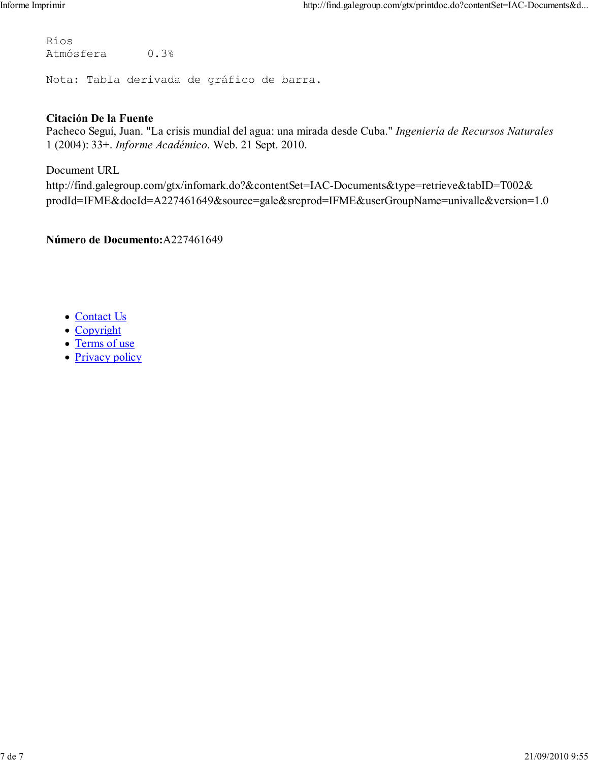| | |
|---|---|
| Ríos | |
| Atmósfera | 0.3% |

Nota: Tabla derivada de gráfico de barra.

**Citación De la Fuente**
Pacheco Seguí, Juan. "La crisis mundial del agua: una mirada desde Cuba." *Ingeniería de Recursos Naturales* 1 (2004): 33+. *Informe Académico*. Web. 21 Sept. 2010.

Document URL
http://find.galegroup.com/gtx/infomark.do?&contentSet=IAC-Documents&type=retrieve&tabID=T002&prodId=IFME&docId=A227461649&source=gale&srcprod=IFME&userGroupName=univalle&version=1.0

**Número de Documento:**A227461649

- Contact Us
- Copyright
- Terms of use
- Privacy policy